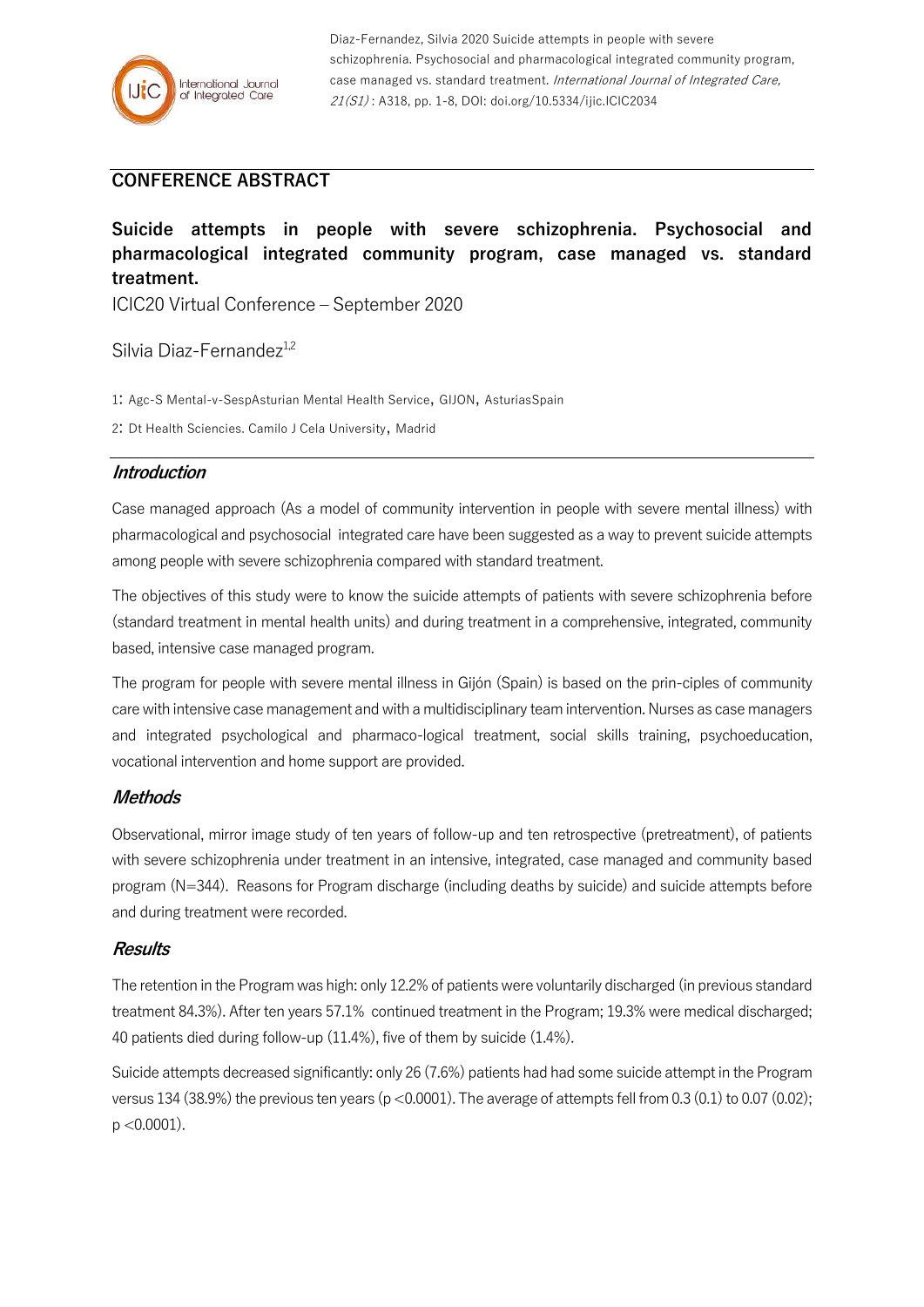Diaz-Fernandez, Silvia 2020 Suicide attempts in people with severe schizophrenia. Psychosocial and pharmacological integrated community program, case managed vs. standard treatment. *International Journal of Integrated Care, 21(S1)* : A318, pp. 1-8, DOI: doi.org/10.5334/ijic.ICIC2034

## CONFERENCE ABSTRACT

# Suicide attempts in people with severe schizophrenia. Psychosocial and pharmacological integrated community program, case managed vs. standard treatment.

ICIC20 Virtual Conference – September 2020

Silvia Diaz-Fernandez[1,2]

1: Agc-S Mental-v-SespAsturian Mental Health Service, GIJON, AsturiasSpain

2: Dt Health Sciencies. Camilo J Cela University, Madrid

### *Introduction*

Case managed approach (As a model of community intervention in people with severe mental illness) with pharmacological and psychosocial integrated care have been suggested as a way to prevent suicide attempts among people with severe schizophrenia compared with standard treatment.

The objectives of this study were to know the suicide attempts of patients with severe schizophrenia before (standard treatment in mental health units) and during treatment in a comprehensive, integrated, community based, intensive case managed program.

The program for people with severe mental illness in Gijón (Spain) is based on the prin-ciples of community care with intensive case management and with a multidisciplinary team intervention. Nurses as case managers and integrated psychological and pharmaco-logical treatment, social skills training, psychoeducation, vocational intervention and home support are provided.

### *Methods*

Observational, mirror image study of ten years of follow-up and ten retrospective (pretreatment), of patients with severe schizophrenia under treatment in an intensive, integrated, case managed and community based program (N=344). Reasons for Program discharge (including deaths by suicide) and suicide attempts before and during treatment were recorded.

### *Results*

The retention in the Program was high: only 12.2% of patients were voluntarily discharged (in previous standard treatment 84.3%). After ten years 57.1% continued treatment in the Program; 19.3% were medical discharged; 40 patients died during follow-up (11.4%), five of them by suicide (1.4%).

Suicide attempts decreased significantly: only 26 (7.6%) patients had had some suicide attempt in the Program versus 134 (38.9%) the previous ten years ($p < 0.0001$). The average of attempts fell from 0.3 (0.1) to 0.07 (0.02); $p < 0.0001$).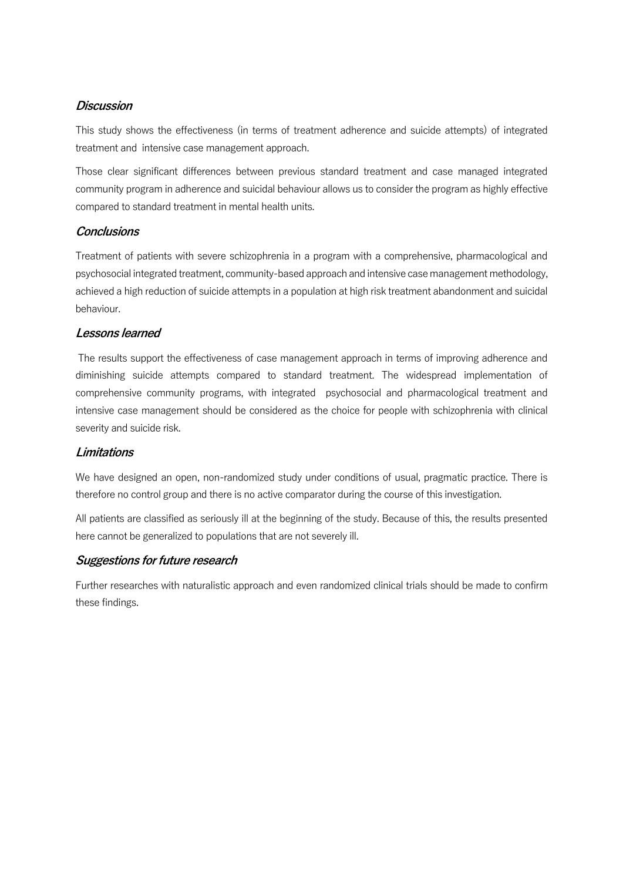### *Discussion*

This study shows the effectiveness (in terms of treatment adherence and suicide attempts) of integrated treatment and intensive case management approach.

Those clear significant differences between previous standard treatment and case managed integrated community program in adherence and suicidal behaviour allows us to consider the program as highly effective compared to standard treatment in mental health units.

### *Conclusions*

Treatment of patients with severe schizophrenia in a program with a comprehensive, pharmacological and psychosocial integrated treatment, community-based approach and intensive case management methodology, achieved a high reduction of suicide attempts in a population at high risk treatment abandonment and suicidal behaviour.

### *Lessons learned*

The results support the effectiveness of case management approach in terms of improving adherence and diminishing suicide attempts compared to standard treatment. The widespread implementation of comprehensive community programs, with integrated psychosocial and pharmacological treatment and intensive case management should be considered as the choice for people with schizophrenia with clinical severity and suicide risk.

### *Limitations*

We have designed an open, non-randomized study under conditions of usual, pragmatic practice. There is therefore no control group and there is no active comparator during the course of this investigation.

All patients are classified as seriously ill at the beginning of the study. Because of this, the results presented here cannot be generalized to populations that are not severely ill.

### *Suggestions for future research*

Further researches with naturalistic approach and even randomized clinical trials should be made to confirm these findings.